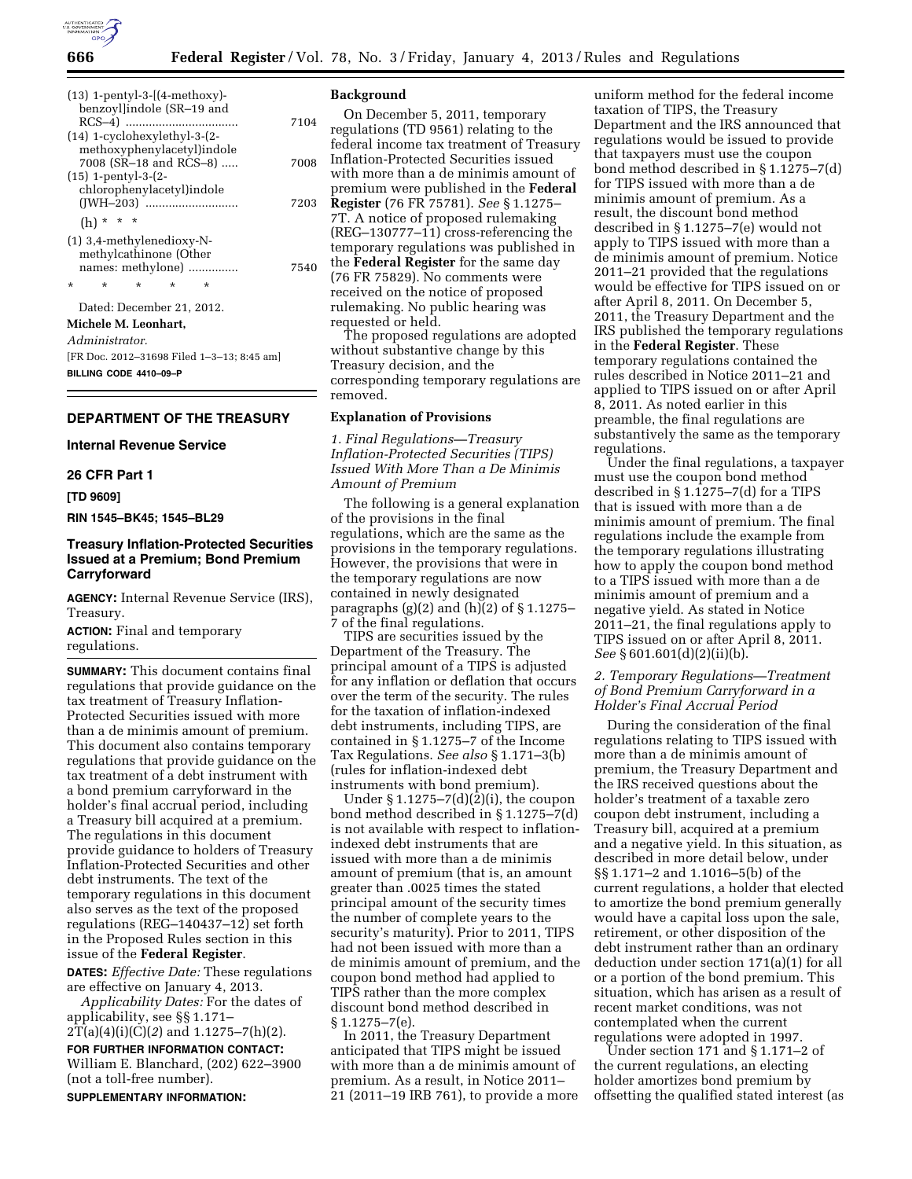(13) 1-pentyl-3-[(4-methoxy)-benzoyl]indole (SR–19 and RCS–4) ................................. 7104
(14) 1-cyclohexylethyl-3-(2-methoxyphenylacetyl)indole 7008 (SR–18 and RCS–8) ..... 7008
(15) 1-pentyl-3-(2-chlorophenylacetyl)indole (JWH–203) ............................ 7203

(h) * * *

(1) 3,4-methylenedioxy-N-methylcathinone (Other names: methylone) ............... 7540

\* \* \* \* \*

Dated: December 21, 2012.

**Michele M. Leonhart,**

*Administrator.*

[FR Doc. 2012–31698 Filed 1–3–13; 8:45 am]

**BILLING CODE 4410–09–P**

---

## DEPARTMENT OF THE TREASURY

### Internal Revenue Service

### 26 CFR Part 1

**[TD 9609]**

**RIN 1545–BK45; 1545–BL29**

## Treasury Inflation-Protected Securities Issued at a Premium; Bond Premium Carryforward

**AGENCY:** Internal Revenue Service (IRS), Treasury.

**ACTION:** Final and temporary regulations.

**SUMMARY:** This document contains final regulations that provide guidance on the tax treatment of Treasury Inflation-Protected Securities issued with more than a de minimis amount of premium. This document also contains temporary regulations that provide guidance on the tax treatment of a debt instrument with a bond premium carryforward in the holder's final accrual period, including a Treasury bill acquired at a premium. The regulations in this document provide guidance to holders of Treasury Inflation-Protected Securities and other debt instruments. The text of the temporary regulations in this document also serves as the text of the proposed regulations (REG–140437–12) set forth in the Proposed Rules section in this issue of the **Federal Register**.

**DATES:** *Effective Date:* These regulations are effective on January 4, 2013.

*Applicability Dates:* For the dates of applicability, see §§ 1.171–2T(a)(4)(i)(C)(*2*) and 1.1275–7(h)(2).

**FOR FURTHER INFORMATION CONTACT:** William E. Blanchard, (202) 622–3900 (not a toll-free number).

**SUPPLEMENTARY INFORMATION:**

### Background

On December 5, 2011, temporary regulations (TD 9561) relating to the federal income tax treatment of Treasury Inflation-Protected Securities issued with more than a de minimis amount of premium were published in the **Federal Register** (76 FR 75781). *See* § 1.1275–7T. A notice of proposed rulemaking (REG–130777–11) cross-referencing the temporary regulations was published in the **Federal Register** for the same day (76 FR 75829). No comments were received on the notice of proposed rulemaking. No public hearing was requested or held.

The proposed regulations are adopted without substantive change by this Treasury decision, and the corresponding temporary regulations are removed.

### Explanation of Provisions

*1. Final Regulations—Treasury Inflation-Protected Securities (TIPS) Issued With More Than a De Minimis Amount of Premium*

The following is a general explanation of the provisions in the final regulations, which are the same as the provisions in the temporary regulations. However, the provisions that were in the temporary regulations are now contained in newly designated paragraphs (g)(2) and (h)(2) of § 1.1275–7 of the final regulations.

TIPS are securities issued by the Department of the Treasury. The principal amount of a TIPS is adjusted for any inflation or deflation that occurs over the term of the security. The rules for the taxation of inflation-indexed debt instruments, including TIPS, are contained in § 1.1275–7 of the Income Tax Regulations. *See also* § 1.171–3(b) (rules for inflation-indexed debt instruments with bond premium).

Under § 1.1275–7(d)(2)(i), the coupon bond method described in § 1.1275–7(d) is not available with respect to inflation-indexed debt instruments that are issued with more than a de minimis amount of premium (that is, an amount greater than .0025 times the stated principal amount of the security times the number of complete years to the security's maturity). Prior to 2011, TIPS had not been issued with more than a de minimis amount of premium, and the coupon bond method had applied to TIPS rather than the more complex discount bond method described in § 1.1275–7(e).

In 2011, the Treasury Department anticipated that TIPS might be issued with more than a de minimis amount of premium. As a result, in Notice 2011–21 (2011–19 IRB 761), to provide a more uniform method for the federal income taxation of TIPS, the Treasury Department and the IRS announced that regulations would be issued to provide that taxpayers must use the coupon bond method described in § 1.1275–7(d) for TIPS issued with more than a de minimis amount of premium. As a result, the discount bond method described in § 1.1275–7(e) would not apply to TIPS issued with more than a de minimis amount of premium. Notice 2011–21 provided that the regulations would be effective for TIPS issued on or after April 8, 2011. On December 5, 2011, the Treasury Department and the IRS published the temporary regulations in the **Federal Register**. These temporary regulations contained the rules described in Notice 2011–21 and applied to TIPS issued on or after April 8, 2011. As noted earlier in this preamble, the final regulations are substantively the same as the temporary regulations.

Under the final regulations, a taxpayer must use the coupon bond method described in § 1.1275–7(d) for a TIPS that is issued with more than a de minimis amount of premium. The final regulations include the example from the temporary regulations illustrating how to apply the coupon bond method to a TIPS issued with more than a de minimis amount of premium and a negative yield. As stated in Notice 2011–21, the final regulations apply to TIPS issued on or after April 8, 2011. *See* § 601.601(d)(2)(ii)(b).

*2. Temporary Regulations—Treatment of Bond Premium Carryforward in a Holder's Final Accrual Period*

During the consideration of the final regulations relating to TIPS issued with more than a de minimis amount of premium, the Treasury Department and the IRS received questions about the holder's treatment of a taxable zero coupon debt instrument, including a Treasury bill, acquired at a premium and a negative yield. In this situation, as described in more detail below, under §§ 1.171–2 and 1.1016–5(b) of the current regulations, a holder that elected to amortize the bond premium generally would have a capital loss upon the sale, retirement, or other disposition of the debt instrument rather than an ordinary deduction under section 171(a)(1) for all or a portion of the bond premium. This situation, which has arisen as a result of recent market conditions, was not contemplated when the current regulations were adopted in 1997.

Under section 171 and § 1.171–2 of the current regulations, an electing holder amortizes bond premium by offsetting the qualified stated interest (as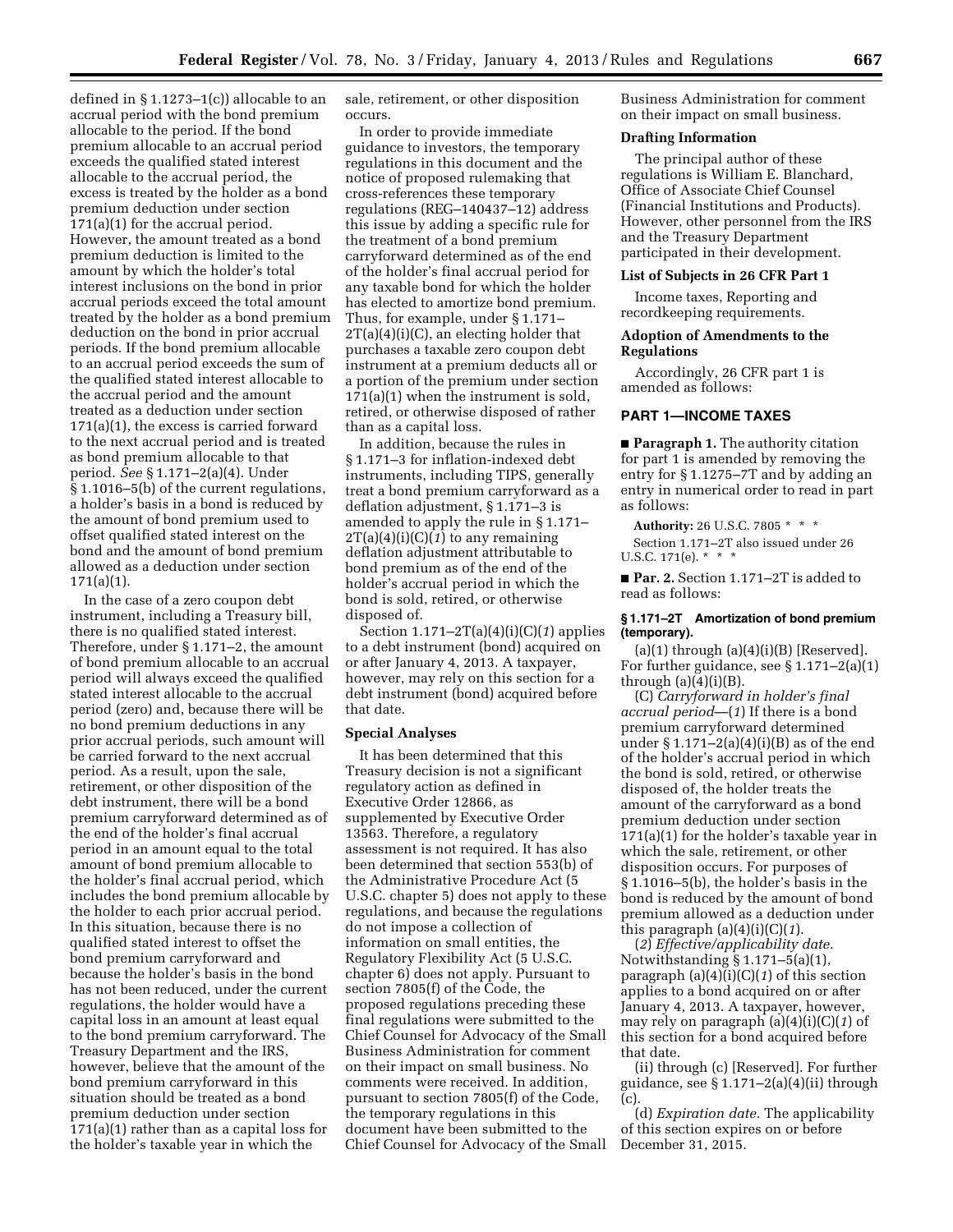defined in § 1.1273–1(c)) allocable to an accrual period with the bond premium allocable to the period. If the bond premium allocable to an accrual period exceeds the qualified stated interest allocable to the accrual period, the excess is treated by the holder as a bond premium deduction under section 171(a)(1) for the accrual period. However, the amount treated as a bond premium deduction is limited to the amount by which the holder's total interest inclusions on the bond in prior accrual periods exceed the total amount treated by the holder as a bond premium deduction on the bond in prior accrual periods. If the bond premium allocable to an accrual period exceeds the sum of the qualified stated interest allocable to the accrual period and the amount treated as a deduction under section 171(a)(1), the excess is carried forward to the next accrual period and is treated as bond premium allocable to that period. *See* § 1.171–2(a)(4). Under § 1.1016–5(b) of the current regulations, a holder's basis in a bond is reduced by the amount of bond premium used to offset qualified stated interest on the bond and the amount of bond premium allowed as a deduction under section 171(a)(1).

In the case of a zero coupon debt instrument, including a Treasury bill, there is no qualified stated interest. Therefore, under § 1.171–2, the amount of bond premium allocable to an accrual period will always exceed the qualified stated interest allocable to the accrual period (zero) and, because there will be no bond premium deductions in any prior accrual periods, such amount will be carried forward to the next accrual period. As a result, upon the sale, retirement, or other disposition of the debt instrument, there will be a bond premium carryforward determined as of the end of the holder's final accrual period in an amount equal to the total amount of bond premium allocable to the holder's final accrual period, which includes the bond premium allocable by the holder to each prior accrual period. In this situation, because there is no qualified stated interest to offset the bond premium carryforward and because the holder's basis in the bond has not been reduced, under the current regulations, the holder would have a capital loss in an amount at least equal to the bond premium carryforward. The Treasury Department and the IRS, however, believe that the amount of the bond premium carryforward in this situation should be treated as a bond premium deduction under section 171(a)(1) rather than as a capital loss for the holder's taxable year in which the sale, retirement, or other disposition occurs.

In order to provide immediate guidance to investors, the temporary regulations in this document and the notice of proposed rulemaking that cross-references these temporary regulations (REG–140437–12) address this issue by adding a specific rule for the treatment of a bond premium carryforward determined as of the end of the holder's final accrual period for any taxable bond for which the holder has elected to amortize bond premium. Thus, for example, under § 1.171–2T(a)(4)(i)(C), an electing holder that purchases a taxable zero coupon debt instrument at a premium deducts all or a portion of the premium under section 171(a)(1) when the instrument is sold, retired, or otherwise disposed of rather than as a capital loss.

In addition, because the rules in § 1.171–3 for inflation-indexed debt instruments, including TIPS, generally treat a bond premium carryforward as a deflation adjustment, § 1.171–3 is amended to apply the rule in § 1.171–2T(a)(4)(i)(C)(*1*) to any remaining deflation adjustment attributable to bond premium as of the end of the holder's accrual period in which the bond is sold, retired, or otherwise disposed of.

Section 1.171–2T(a)(4)(i)(C)(*1*) applies to a debt instrument (bond) acquired on or after January 4, 2013. A taxpayer, however, may rely on this section for a debt instrument (bond) acquired before that date.

### Special Analyses

It has been determined that this Treasury decision is not a significant regulatory action as defined in Executive Order 12866, as supplemented by Executive Order 13563. Therefore, a regulatory assessment is not required. It has also been determined that section 553(b) of the Administrative Procedure Act (5 U.S.C. chapter 5) does not apply to these regulations, and because the regulations do not impose a collection of information on small entities, the Regulatory Flexibility Act (5 U.S.C. chapter 6) does not apply. Pursuant to section 7805(f) of the Code, the proposed regulations preceding these final regulations were submitted to the Chief Counsel for Advocacy of the Small Business Administration for comment on their impact on small business. No comments were received. In addition, pursuant to section 7805(f) of the Code, the temporary regulations in this document have been submitted to the Chief Counsel for Advocacy of the Small Business Administration for comment on their impact on small business.

### Drafting Information

The principal author of these regulations is William E. Blanchard, Office of Associate Chief Counsel (Financial Institutions and Products). However, other personnel from the IRS and the Treasury Department participated in their development.

### List of Subjects in 26 CFR Part 1

Income taxes, Reporting and recordkeeping requirements.

### Adoption of Amendments to the Regulations

Accordingly, 26 CFR part 1 is amended as follows:

## PART 1—INCOME TAXES

■ **Paragraph 1.** The authority citation for part 1 is amended by removing the entry for § 1.1275–7T and by adding an entry in numerical order to read in part as follows:

**Authority:** 26 U.S.C. 7805 * * *

Section 1.171–2T also issued under 26 U.S.C. 171(e). * * *

■ **Par. 2.** Section 1.171–2T is added to read as follows:

#### § 1.171–2T Amortization of bond premium (temporary).

(a)(1) through (a)(4)(i)(B) [Reserved]. For further guidance, see § 1.171–2(a)(1) through (a)(4)(i)(B).

(C) *Carryforward in holder's final accrual period*—(*1*) If there is a bond premium carryforward determined under § 1.171–2(a)(4)(i)(B) as of the end of the holder's accrual period in which the bond is sold, retired, or otherwise disposed of, the holder treats the amount of the carryforward as a bond premium deduction under section 171(a)(1) for the holder's taxable year in which the sale, retirement, or other disposition occurs. For purposes of § 1.1016–5(b), the holder's basis in the bond is reduced by the amount of bond premium allowed as a deduction under this paragraph (a)(4)(i)(C)(*1*).

(*2*) *Effective/applicability date.* Notwithstanding § 1.171–5(a)(1), paragraph (a)(4)(i)(C)(*1*) of this section applies to a bond acquired on or after January 4, 2013. A taxpayer, however, may rely on paragraph (a)(4)(i)(C)(*1*) of this section for a bond acquired before that date.

(ii) through (c) [Reserved]. For further guidance, see § 1.171–2(a)(4)(ii) through (c).

(d) *Expiration date.* The applicability of this section expires on or before December 31, 2015.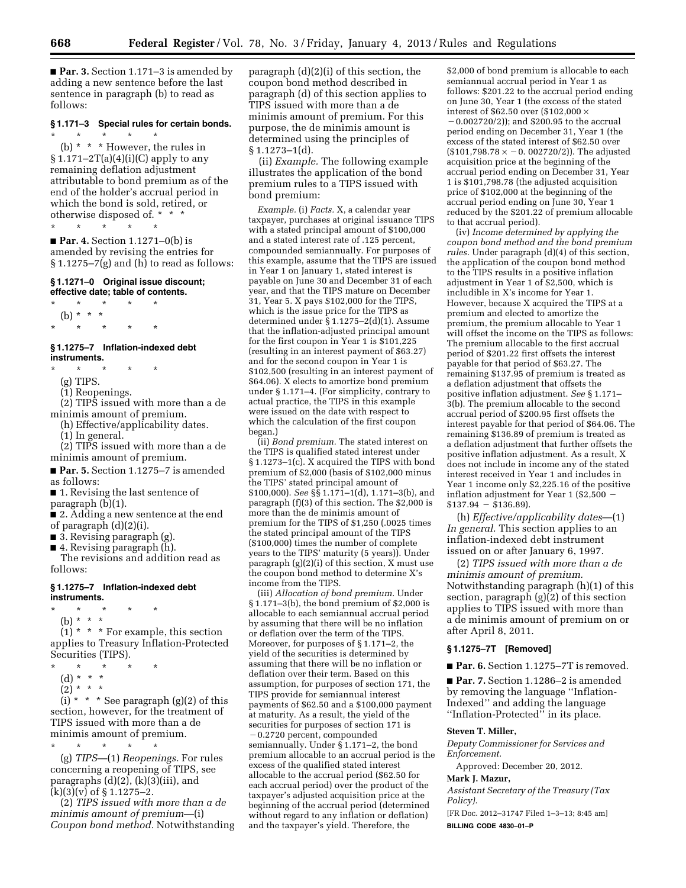■ **Par. 3.** Section 1.171–3 is amended by adding a new sentence before the last sentence in paragraph (b) to read as follows:

### § 1.171–3 Special rules for certain bonds.

\* \* \* \* \*

(b) \* \* \* However, the rules in § 1.171–2T(a)(4)(i)(C) apply to any remaining deflation adjustment attributable to bond premium as of the end of the holder's accrual period in which the bond is sold, retired, or otherwise disposed of. \* \* \*

\* \* \* \* \*

■ **Par. 4.** Section 1.1271–0(b) is amended by revising the entries for § 1.1275–7(g) and (h) to read as follows:

### § 1.1271–0 Original issue discount; effective date; table of contents.

\* \* \* \* \*

(b) \* \* \*

\* \* \* \* \*

### § 1.1275–7 Inflation-indexed debt instruments.

\* \* \* \* \*

(g) TIPS.

(1) Reopenings.

(2) TIPS issued with more than a de minimis amount of premium.

(h) Effective/applicability dates.

(1) In general.

(2) TIPS issued with more than a de minimis amount of premium.

■ **Par. 5.** Section 1.1275–7 is amended as follows:

■ 1. Revising the last sentence of paragraph (b)(1).

■ 2. Adding a new sentence at the end of paragraph (d)(2)(i).

■ 3. Revising paragraph (g).

■ 4. Revising paragraph (h).

The revisions and addition read as follows:

### § 1.1275–7 Inflation-indexed debt instruments.

\* \* \* \* \*

(b) \* \* \*

(1) \* \* \* For example, this section applies to Treasury Inflation-Protected Securities (TIPS).

\* \* \* \* \*

(d) \* \* \*

(2) \* \* \*

(i) \* \* \* See paragraph (g)(2) of this section, however, for the treatment of TIPS issued with more than a de minimis amount of premium.

\* \* \* \* \*

(g) *TIPS*—(1) *Reopenings.* For rules concerning a reopening of TIPS, see paragraphs (d)(2), (k)(3)(iii), and (k)(3)(v) of § 1.1275–2.

(2) *TIPS issued with more than a de minimis amount of premium*—(i) *Coupon bond method.* Notwithstanding paragraph (d)(2)(i) of this section, the coupon bond method described in paragraph (d) of this section applies to TIPS issued with more than a de minimis amount of premium. For this purpose, the de minimis amount is determined using the principles of § 1.1273–1(d).

(ii) *Example.* The following example illustrates the application of the bond premium rules to a TIPS issued with bond premium:

*Example.* (i) *Facts.* X, a calendar year taxpayer, purchases at original issuance TIPS with a stated principal amount of $100,000 and a stated interest rate of .125 percent, compounded semiannually. For purposes of this example, assume that the TIPS are issued in Year 1 on January 1, stated interest is payable on June 30 and December 31 of each year, and that the TIPS mature on December 31, Year 5. X pays $102,000 for the TIPS, which is the issue price for the TIPS as determined under § 1.1275–2(d)(1). Assume that the inflation-adjusted principal amount for the first coupon in Year 1 is $101,225 (resulting in an interest payment of $63.27) and for the second coupon in Year 1 is $102,500 (resulting in an interest payment of $64.06). X elects to amortize bond premium under § 1.171–4. (For simplicity, contrary to actual practice, the TIPS in this example were issued on the date with respect to which the calculation of the first coupon began.)

(ii) *Bond premium.* The stated interest on the TIPS is qualified stated interest under § 1.1273–1(c). X acquired the TIPS with bond premium of $2,000 (basis of $102,000 minus the TIPS' stated principal amount of $100,000). *See* §§ 1.171–1(d), 1.171–3(b), and paragraph (f)(3) of this section. The $2,000 is more than the de minimis amount of premium for the TIPS of $1,250 (.0025 times the stated principal amount of the TIPS ($100,000) times the number of complete years to the TIPS' maturity (5 years)). Under paragraph (g)(2)(i) of this section, X must use the coupon bond method to determine X's income from the TIPS.

(iii) *Allocation of bond premium.* Under § 1.171–3(b), the bond premium of $2,000 is allocable to each semiannual accrual period by assuming that there will be no inflation or deflation over the term of the TIPS. Moreover, for purposes of § 1.171–2, the yield of the securities is determined by assuming that there will be no inflation or deflation over their term. Based on this assumption, for purposes of section 171, the TIPS provide for semiannual interest payments of $62.50 and a $100,000 payment at maturity. As a result, the yield of the securities for purposes of section 171 is −0.2720 percent, compounded semiannually. Under § 1.171–2, the bond premium allocable to an accrual period is the excess of the qualified stated interest allocable to the accrual period ($62.50 for each accrual period) over the product of the taxpayer's adjusted acquisition price at the beginning of the accrual period (determined without regard to any inflation or deflation) and the taxpayer's yield. Therefore, the $2,000 of bond premium is allocable to each semiannual accrual period in Year 1 as follows: $201.22 to the accrual period ending on June 30, Year 1 (the excess of the stated interest of $62.50 over ($102,000 × −0.002720/2)); and $200.95 to the accrual period ending on December 31, Year 1 (the excess of the stated interest of $62.50 over ($101,798.78 × −0. 002720/2)). The adjusted acquisition price at the beginning of the accrual period ending on December 31, Year 1 is $101,798.78 (the adjusted acquisition price of $102,000 at the beginning of the accrual period ending on June 30, Year 1 reduced by the $201.22 of premium allocable to that accrual period).

(iv) *Income determined by applying the coupon bond method and the bond premium rules.* Under paragraph (d)(4) of this section, the application of the coupon bond method to the TIPS results in a positive inflation adjustment in Year 1 of $2,500, which is includible in X's income for Year 1. However, because X acquired the TIPS at a premium and elected to amortize the premium, the premium allocable to Year 1 will offset the income on the TIPS as follows: The premium allocable to the first accrual period of $201.22 first offsets the interest payable for that period of $63.27. The remaining $137.95 of premium is treated as a deflation adjustment that offsets the positive inflation adjustment. *See* § 1.171–3(b). The premium allocable to the second accrual period of $200.95 first offsets the interest payable for that period of $64.06. The remaining $136.89 of premium is treated as a deflation adjustment that further offsets the positive inflation adjustment. As a result, X does not include in income any of the stated interest received in Year 1 and includes in Year 1 income only $2,225.16 of the positive inflation adjustment for Year 1 ($2,500 − $137.94 − $136.89).

(h) *Effective/applicability dates*—(1) *In general.* This section applies to an inflation-indexed debt instrument issued on or after January 6, 1997.

(2) *TIPS issued with more than a de minimis amount of premium.* Notwithstanding paragraph (h)(1) of this section, paragraph (g)(2) of this section applies to TIPS issued with more than a de minimis amount of premium on or after April 8, 2011.

### § 1.1275–7T [Removed]

■ **Par. 6.** Section 1.1275–7T is removed.

■ **Par. 7.** Section 1.1286–2 is amended by removing the language ''Inflation-Indexed'' and adding the language ''Inflation-Protected'' in its place.

**Steven T. Miller,**

*Deputy Commissioner for Services and Enforcement.*

Approved: December 20, 2012.

**Mark J. Mazur,**

*Assistant Secretary of the Treasury (Tax Policy).*

[FR Doc. 2012–31747 Filed 1–3–13; 8:45 am]

**BILLING CODE 4830–01–P**